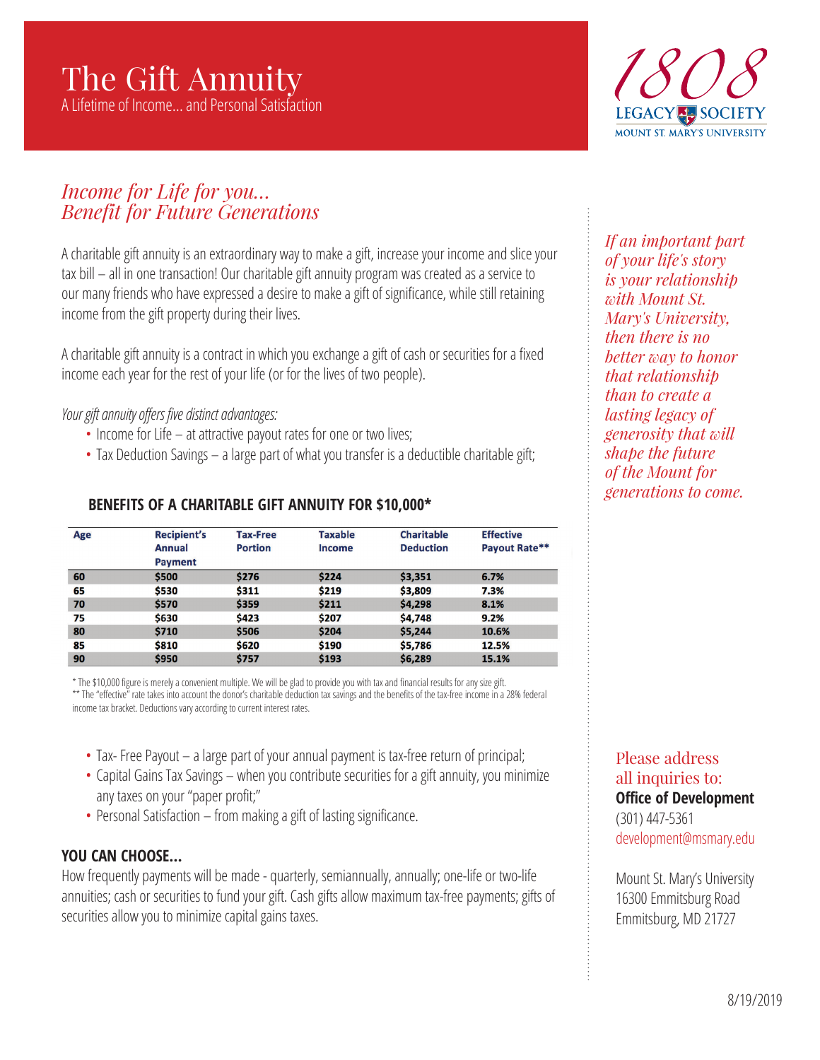# The Gift Annuity

A Lifetime of Income... and Personal Satisfaction

1808 LEGACY SOCIETY
MOUNT ST. MARY'S UNIVERSITY

## *Income for Life for you... Benefit for Future Generations*

A charitable gift annuity is an extraordinary way to make a gift, increase your income and slice your tax bill – all in one transaction! Our charitable gift annuity program was created as a service to our many friends who have expressed a desire to make a gift of significance, while still retaining income from the gift property during their lives.

A charitable gift annuity is a contract in which you exchange a gift of cash or securities for a fixed income each year for the rest of your life (or for the lives of two people).

*Your gift annuity offers five distinct advantages:*

- Income for Life – at attractive payout rates for one or two lives;
- Tax Deduction Savings – a large part of what you transfer is a deductible charitable gift;

### BENEFITS OF A CHARITABLE GIFT ANNUITY FOR $10,000*

| Age | Recipient's Annual Payment | Tax-Free Portion | Taxable Income | Charitable Deduction | Effective Payout Rate** |
|---|---|---|---|---|---|
| 60 | $500 | $276 | $224 | $3,351 | 6.7% |
| 65 | $530 | $311 | $219 | $3,809 | 7.3% |
| 70 | $570 | $359 | $211 | $4,298 | 8.1% |
| 75 | $630 | $423 | $207 | $4,748 | 9.2% |
| 80 | $710 | $506 | $204 | $5,244 | 10.6% |
| 85 | $810 | $620 | $190 | $5,786 | 12.5% |
| 90 | $950 | $757 | $193 | $6,289 | 15.1% |

\* The $10,000 figure is merely a convenient multiple. We will be glad to provide you with tax and financial results for any size gift.
\*\* The "effective" rate takes into account the donor's charitable deduction tax savings and the benefits of the tax-free income in a 28% federal income tax bracket. Deductions vary according to current interest rates.

- Tax- Free Payout – a large part of your annual payment is tax-free return of principal;
- Capital Gains Tax Savings – when you contribute securities for a gift annuity, you minimize any taxes on your "paper profit;"
- Personal Satisfaction – from making a gift of lasting significance.

### YOU CAN CHOOSE...

How frequently payments will be made - quarterly, semiannually, annually; one-life or two-life annuities; cash or securities to fund your gift. Cash gifts allow maximum tax-free payments; gifts of securities allow you to minimize capital gains taxes.

*If an important part of your life's story is your relationship with Mount St. Mary's University, then there is no better way to honor that relationship than to create a lasting legacy of generosity that will shape the future of the Mount for generations to come.*

Please address all inquiries to:
**Office of Development**
(301) 447-5361
development@msmary.edu

Mount St. Mary's University
16300 Emmitsburg Road
Emmitsburg, MD 21727

8/19/2019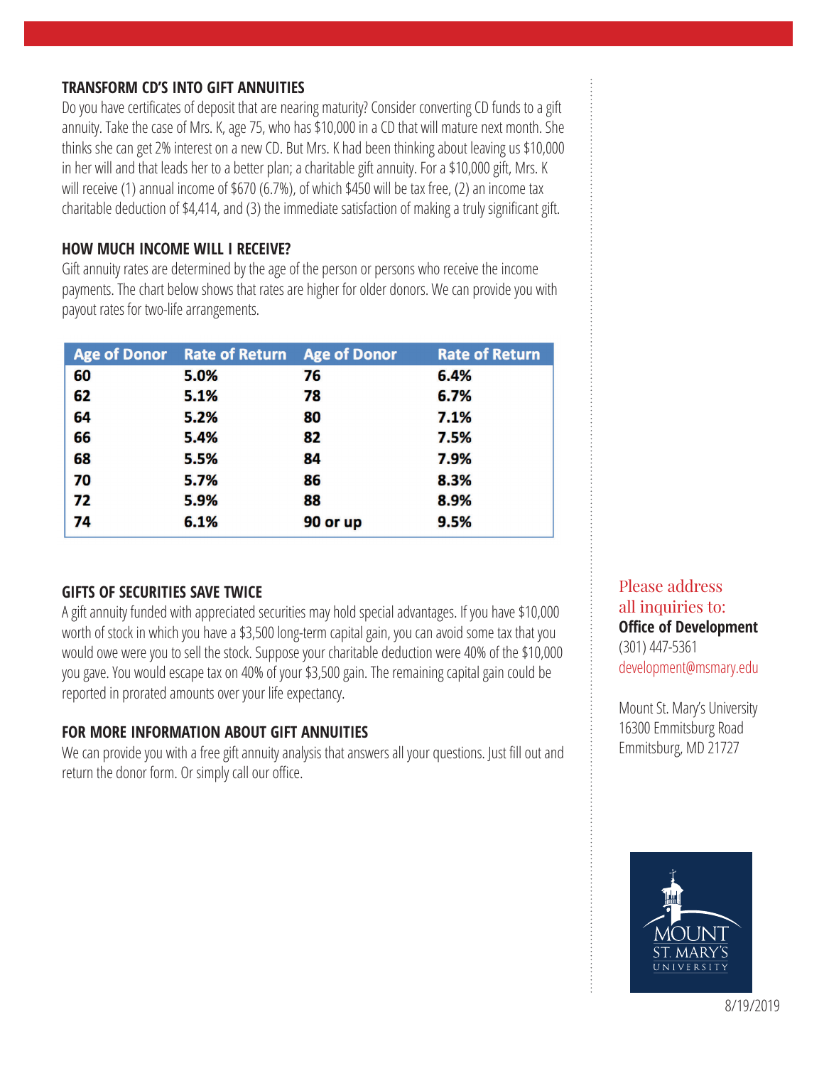## TRANSFORM CD'S INTO GIFT ANNUITIES

Do you have certificates of deposit that are nearing maturity? Consider converting CD funds to a gift annuity. Take the case of Mrs. K, age 75, who has $10,000 in a CD that will mature next month. She thinks she can get 2% interest on a new CD. But Mrs. K had been thinking about leaving us $10,000 in her will and that leads her to a better plan; a charitable gift annuity. For a $10,000 gift, Mrs. K will receive (1) annual income of $670 (6.7%), of which $450 will be tax free, (2) an income tax charitable deduction of $4,414, and (3) the immediate satisfaction of making a truly significant gift.

## HOW MUCH INCOME WILL I RECEIVE?

Gift annuity rates are determined by the age of the person or persons who receive the income payments. The chart below shows that rates are higher for older donors. We can provide you with payout rates for two-life arrangements.

| Age of Donor | Rate of Return | Age of Donor | Rate of Return |
|---|---|---|---|
| 60 | 5.0% | 76 | 6.4% |
| 62 | 5.1% | 78 | 6.7% |
| 64 | 5.2% | 80 | 7.1% |
| 66 | 5.4% | 82 | 7.5% |
| 68 | 5.5% | 84 | 7.9% |
| 70 | 5.7% | 86 | 8.3% |
| 72 | 5.9% | 88 | 8.9% |
| 74 | 6.1% | 90 or up | 9.5% |

## GIFTS OF SECURITIES SAVE TWICE

A gift annuity funded with appreciated securities may hold special advantages. If you have $10,000 worth of stock in which you have a $3,500 long-term capital gain, you can avoid some tax that you would owe were you to sell the stock. Suppose your charitable deduction were 40% of the $10,000 you gave. You would escape tax on 40% of your $3,500 gain. The remaining capital gain could be reported in prorated amounts over your life expectancy.

## FOR MORE INFORMATION ABOUT GIFT ANNUITIES

We can provide you with a free gift annuity analysis that answers all your questions. Just fill out and return the donor form. Or simply call our office.

Please address all inquiries to:
**Office of Development**
(301) 447-5361
development@msmary.edu

Mount St. Mary's University
16300 Emmitsburg Road
Emmitsburg, MD 21727

MOUNT ST. MARY'S UNIVERSITY

8/19/2019